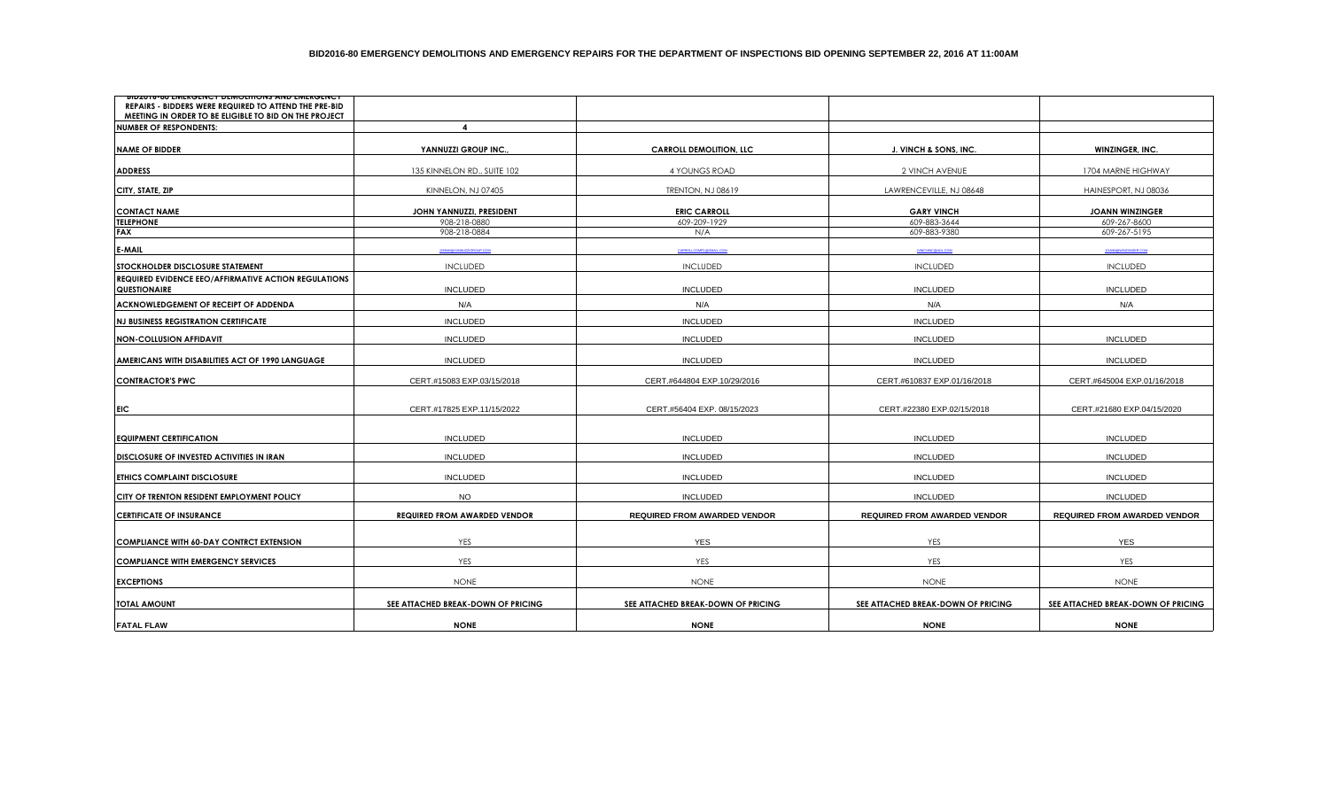# BID2016-80 EMERGENCY DEMOLITIONS AND EMERGENCY REPAIRS FOR THE DEPARTMENT OF INSPECTIONS BID OPENING SEPTEMBER 22, 2016 AT 11:00AM

| BID2016-80 EMERGENCY DEMOLITIONS AND EMERGENCY REPAIRS - BIDDERS WERE REQUIRED TO ATTEND THE PRE-BID MEETING IN ORDER TO BE ELIGIBLE TO BID ON THE PROJECT | | | | |
|---|---|---|---|---|
| **NUMBER OF RESPONDENTS:** | **4** | | | |
| **NAME OF BIDDER** | **YANNUZZI GROUP INC.,** | **CARROLL DEMOLITION, LLC** | **J. VINCH & SONS, INC.** | **WINZINGER, INC.** |
| **ADDRESS** | 135 KINNELON RD., SUITE 102 | 4 YOUNGS ROAD | 2 VINCH AVENUE | 1704 MARNE HIGHWAY |
| **CITY, STATE, ZIP** | KINNELON, NJ 07405 | TRENTON, NJ 08619 | LAWRENCEVILLE, NJ 08648 | HAINESPORT, NJ 08036 |
| **CONTACT NAME** | **JOHN YANNUZZI, PRESIDENT** | **ERIC CARROLL** | **GARY VINCH** | **JOANN WINZINGER** |
| **TELEPHONE** | 908-218-0880 | 609-209-1929 | 609-883-3644 | 609-267-8600 |
| **FAX** | 908-218-0884 | N/A | 609-883-9380 | 609-267-5195 |
| **E-MAIL** | JOHN@YANNUZZIGROUP.COM | CARROLLCOMPS@GMAIL.COM | JVINCHINC@AOL.COM | JOANN@WINZINGER.COM |
| **STOCKHOLDER DISCLOSURE STATEMENT** | INCLUDED | INCLUDED | INCLUDED | INCLUDED |
| **REQUIRED EVIDENCE EEO/AFFIRMATIVE ACTION REGULATIONS QUESTIONAIRE** | INCLUDED | INCLUDED | INCLUDED | INCLUDED |
| **ACKNOWLEDGEMENT OF RECEIPT OF ADDENDA** | N/A | N/A | N/A | N/A |
| **NJ BUSINESS REGISTRATION CERTIFICATE** | INCLUDED | INCLUDED | INCLUDED | |
| **NON-COLLUSION AFFIDAVIT** | INCLUDED | INCLUDED | INCLUDED | INCLUDED |
| **AMERICANS WITH DISABILITIES ACT OF 1990 LANGUAGE** | INCLUDED | INCLUDED | INCLUDED | INCLUDED |
| **CONTRACTOR'S PWC** | CERT.#15083 EXP.03/15/2018 | CERT.#644804 EXP.10/29/2016 | CERT.#610837 EXP.01/16/2018 | CERT.#645004 EXP.01/16/2018 |
| **EIC** | CERT.#17825 EXP.11/15/2022 | CERT.#56404 EXP. 08/15/2023 | CERT.#22380 EXP.02/15/2018 | CERT.#21680 EXP.04/15/2020 |
| **EQUIPMENT CERTIFICATION** | INCLUDED | INCLUDED | INCLUDED | INCLUDED |
| **DISCLOSURE OF INVESTED ACTIVITIES IN IRAN** | INCLUDED | INCLUDED | INCLUDED | INCLUDED |
| **ETHICS COMPLAINT DISCLOSURE** | INCLUDED | INCLUDED | INCLUDED | INCLUDED |
| **CITY OF TRENTON RESIDENT EMPLOYMENT POLICY** | NO | INCLUDED | INCLUDED | INCLUDED |
| **CERTIFICATE OF INSURANCE** | **REQUIRED FROM AWARDED VENDOR** | **REQUIRED FROM AWARDED VENDOR** | **REQUIRED FROM AWARDED VENDOR** | **REQUIRED FROM AWARDED VENDOR** |
| **COMPLIANCE WITH 60-DAY CONTRCT EXTENSION** | YES | YES | YES | YES |
| **COMPLIANCE WITH EMERGENCY SERVICES** | YES | YES | YES | YES |
| **EXCEPTIONS** | NONE | NONE | NONE | NONE |
| **TOTAL AMOUNT** | **SEE ATTACHED BREAK-DOWN OF PRICING** | **SEE ATTACHED BREAK-DOWN OF PRICING** | **SEE ATTACHED BREAK-DOWN OF PRICING** | **SEE ATTACHED BREAK-DOWN OF PRICING** |
| **FATAL FLAW** | **NONE** | **NONE** | **NONE** | **NONE** |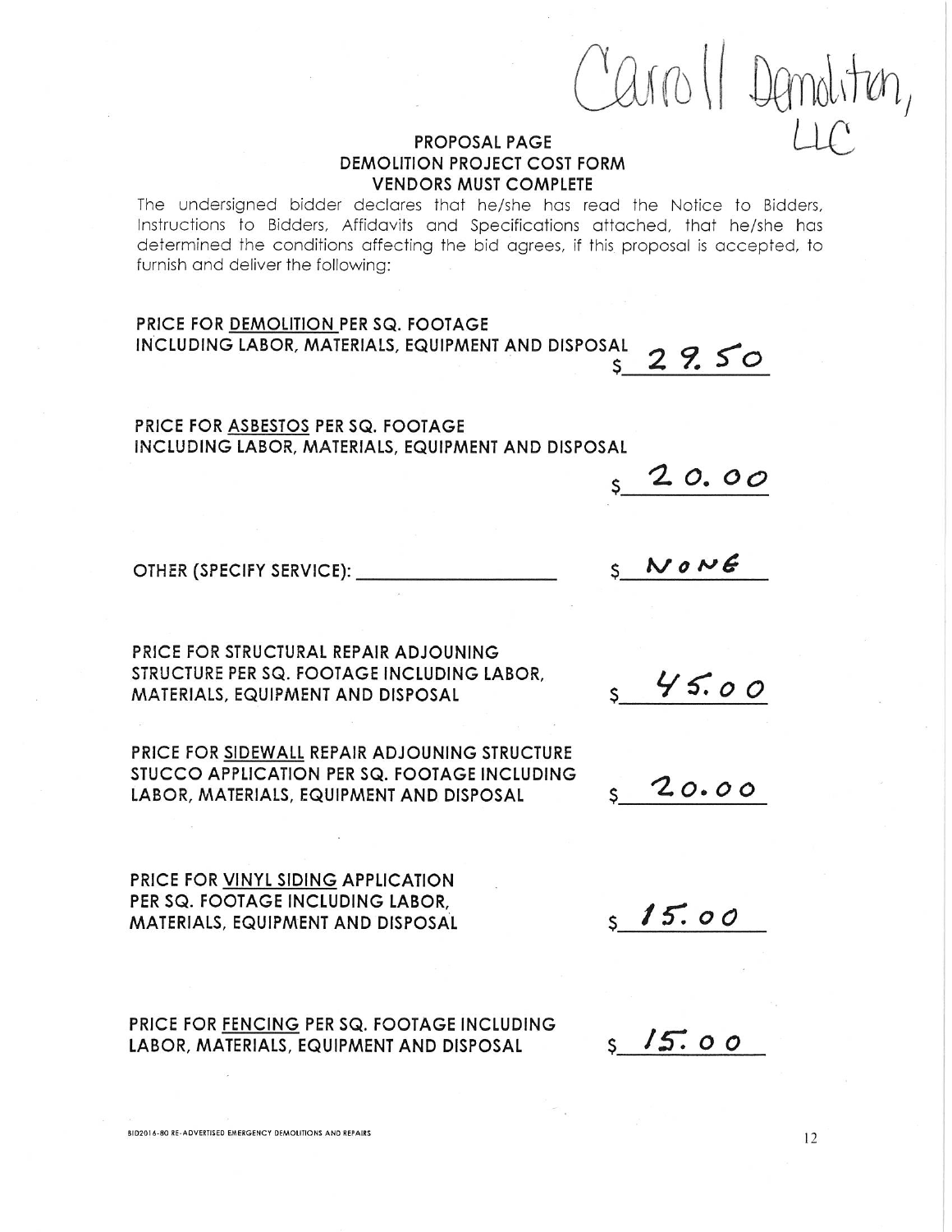Caroll Demolition, LLC

## PROPOSAL PAGE
## DEMOLITION PROJECT COST FORM
## VENDORS MUST COMPLETE

The undersigned bidder declares that he/she has read the Notice to Bidders, Instructions to Bidders, Affidavits and Specifications attached, that he/she has determined the conditions affecting the bid agrees, if this proposal is accepted, to furnish and deliver the following:

**PRICE FOR DEMOLITION PER SQ. FOOTAGE INCLUDING LABOR, MATERIALS, EQUIPMENT AND DISPOSAL** $ 29.50

**PRICE FOR ASBESTOS PER SQ. FOOTAGE INCLUDING LABOR, MATERIALS, EQUIPMENT AND DISPOSAL** $ 20.00

**OTHER (SPECIFY SERVICE): ____________________** $ NONE

**PRICE FOR STRUCTURAL REPAIR ADJOUNING STRUCTURE PER SQ. FOOTAGE INCLUDING LABOR, MATERIALS, EQUIPMENT AND DISPOSAL** $ 45.00

**PRICE FOR SIDEWALL REPAIR ADJOUNING STRUCTURE STUCCO APPLICATION PER SQ. FOOTAGE INCLUDING LABOR, MATERIALS, EQUIPMENT AND DISPOSAL** $ 20.00

**PRICE FOR VINYL SIDING APPLICATION PER SQ. FOOTAGE INCLUDING LABOR, MATERIALS, EQUIPMENT AND DISPOSAL** $ 15.00

**PRICE FOR FENCING PER SQ. FOOTAGE INCLUDING LABOR, MATERIALS, EQUIPMENT AND DISPOSAL** $ 15.00

BID2016-80 RE-ADVERTISED EMERGENCY DEMOLITIONS AND REPAIRS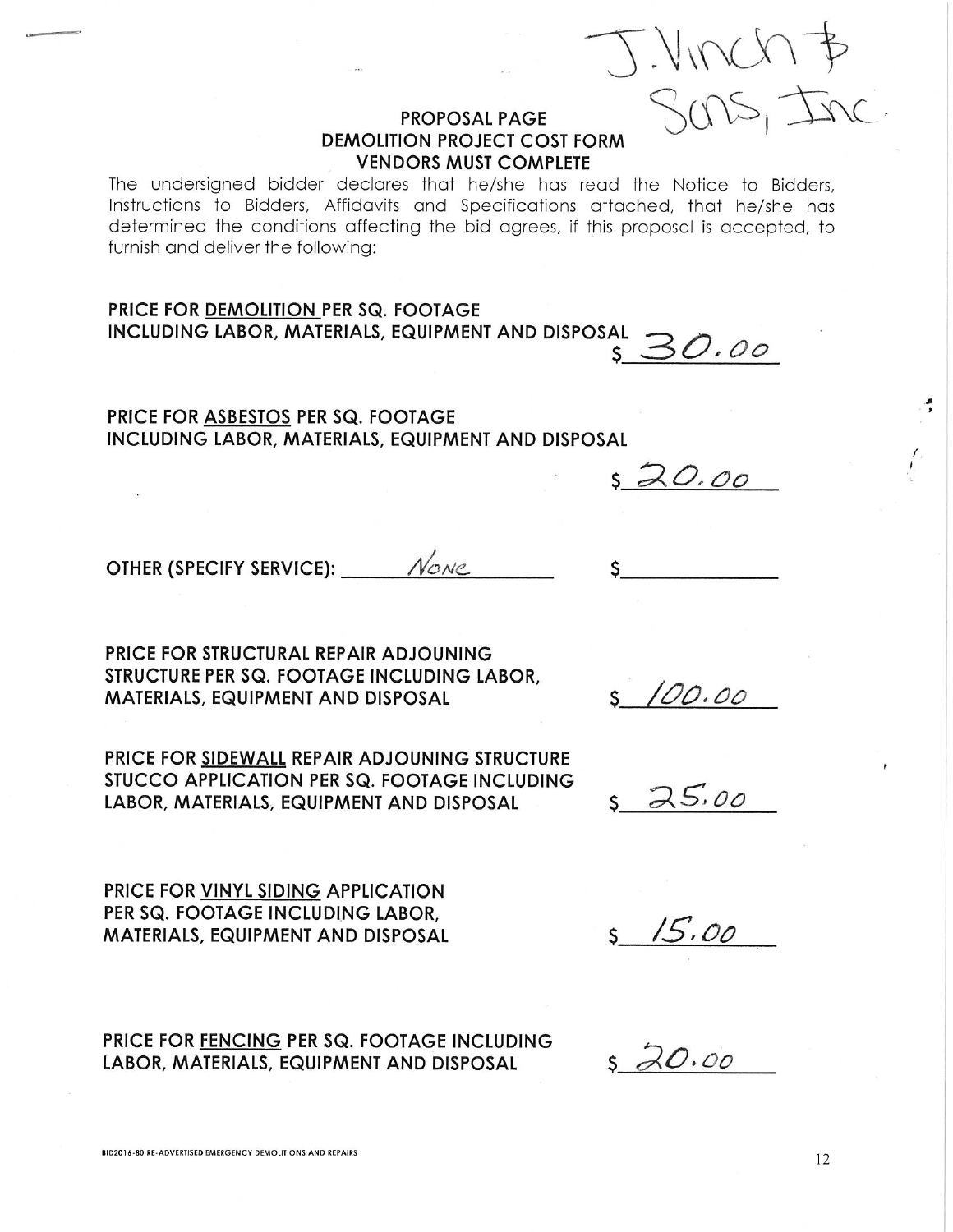J. Vinch & Sons, Inc.

## PROPOSAL PAGE
## DEMOLITION PROJECT COST FORM
## VENDORS MUST COMPLETE

The undersigned bidder declares that he/she has read the Notice to Bidders, Instructions to Bidders, Affidavits and Specifications attached, that he/she has determined the conditions affecting the bid agrees, if this proposal is accepted, to furnish and deliver the following:

**PRICE FOR DEMOLITION PER SQ. FOOTAGE INCLUDING LABOR, MATERIALS, EQUIPMENT AND DISPOSAL** $ 30.00

**PRICE FOR ASBESTOS PER SQ. FOOTAGE INCLUDING LABOR, MATERIALS, EQUIPMENT AND DISPOSAL** $ 20.00

**OTHER (SPECIFY SERVICE):** None $ ______

**PRICE FOR STRUCTURAL REPAIR ADJOUNING STRUCTURE PER SQ. FOOTAGE INCLUDING LABOR, MATERIALS, EQUIPMENT AND DISPOSAL** $ 100.00

**PRICE FOR SIDEWALL REPAIR ADJOUNING STRUCTURE STUCCO APPLICATION PER SQ. FOOTAGE INCLUDING LABOR, MATERIALS, EQUIPMENT AND DISPOSAL** $ 25.00

**PRICE FOR VINYL SIDING APPLICATION PER SQ. FOOTAGE INCLUDING LABOR, MATERIALS, EQUIPMENT AND DISPOSAL** $ 15.00

**PRICE FOR FENCING PER SQ. FOOTAGE INCLUDING LABOR, MATERIALS, EQUIPMENT AND DISPOSAL** $ 20.00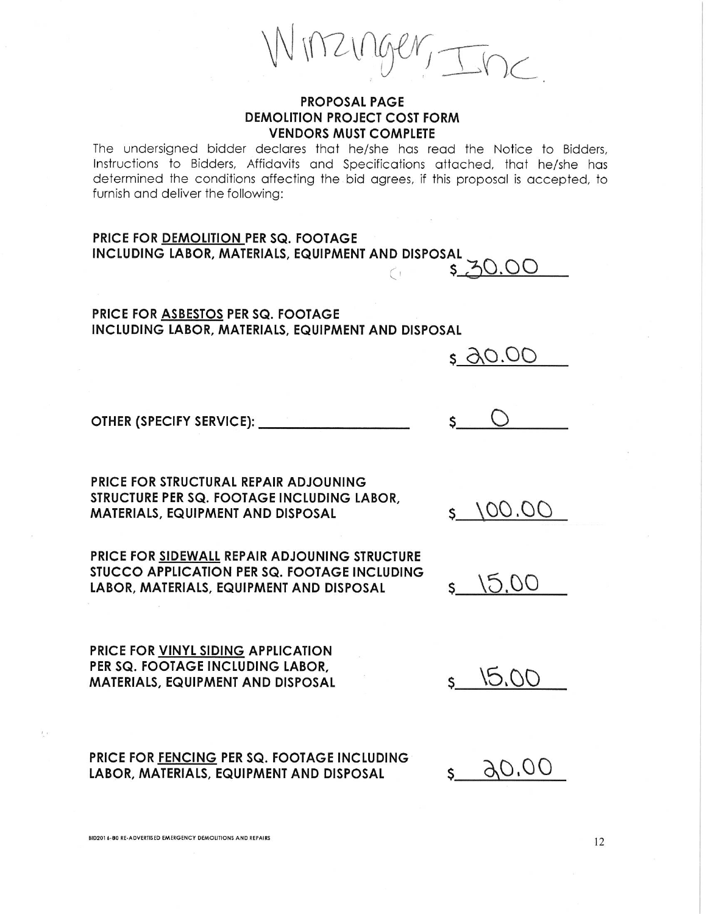Winzinger, Inc.

**PROPOSAL PAGE**
**DEMOLITION PROJECT COST FORM**
**VENDORS MUST COMPLETE**

The undersigned bidder declares that he/she has read the Notice to Bidders, Instructions to Bidders, Affidavits and Specifications attached, that he/she has determined the conditions affecting the bid agrees, if this proposal is accepted, to furnish and deliver the following:

**PRICE FOR DEMOLITION PER SQ. FOOTAGE INCLUDING LABOR, MATERIALS, EQUIPMENT AND DISPOSAL** $ 30.00

**PRICE FOR ASBESTOS PER SQ. FOOTAGE INCLUDING LABOR, MATERIALS, EQUIPMENT AND DISPOSAL** $ 20.00

**OTHER (SPECIFY SERVICE):** ____________________ $ 0

**PRICE FOR STRUCTURAL REPAIR ADJOUNING STRUCTURE PER SQ. FOOTAGE INCLUDING LABOR, MATERIALS, EQUIPMENT AND DISPOSAL** $ 100.00

**PRICE FOR SIDEWALL REPAIR ADJOUNING STRUCTURE STUCCO APPLICATION PER SQ. FOOTAGE INCLUDING LABOR, MATERIALS, EQUIPMENT AND DISPOSAL** $ 15.00

**PRICE FOR VINYL SIDING APPLICATION PER SQ. FOOTAGE INCLUDING LABOR, MATERIALS, EQUIPMENT AND DISPOSAL** $ 15.00

**PRICE FOR FENCING PER SQ. FOOTAGE INCLUDING LABOR, MATERIALS, EQUIPMENT AND DISPOSAL** $ 20.00

BID2016-80 RE-ADVERTISED EMERGENCY DEMOLITIONS AND REPAIRS